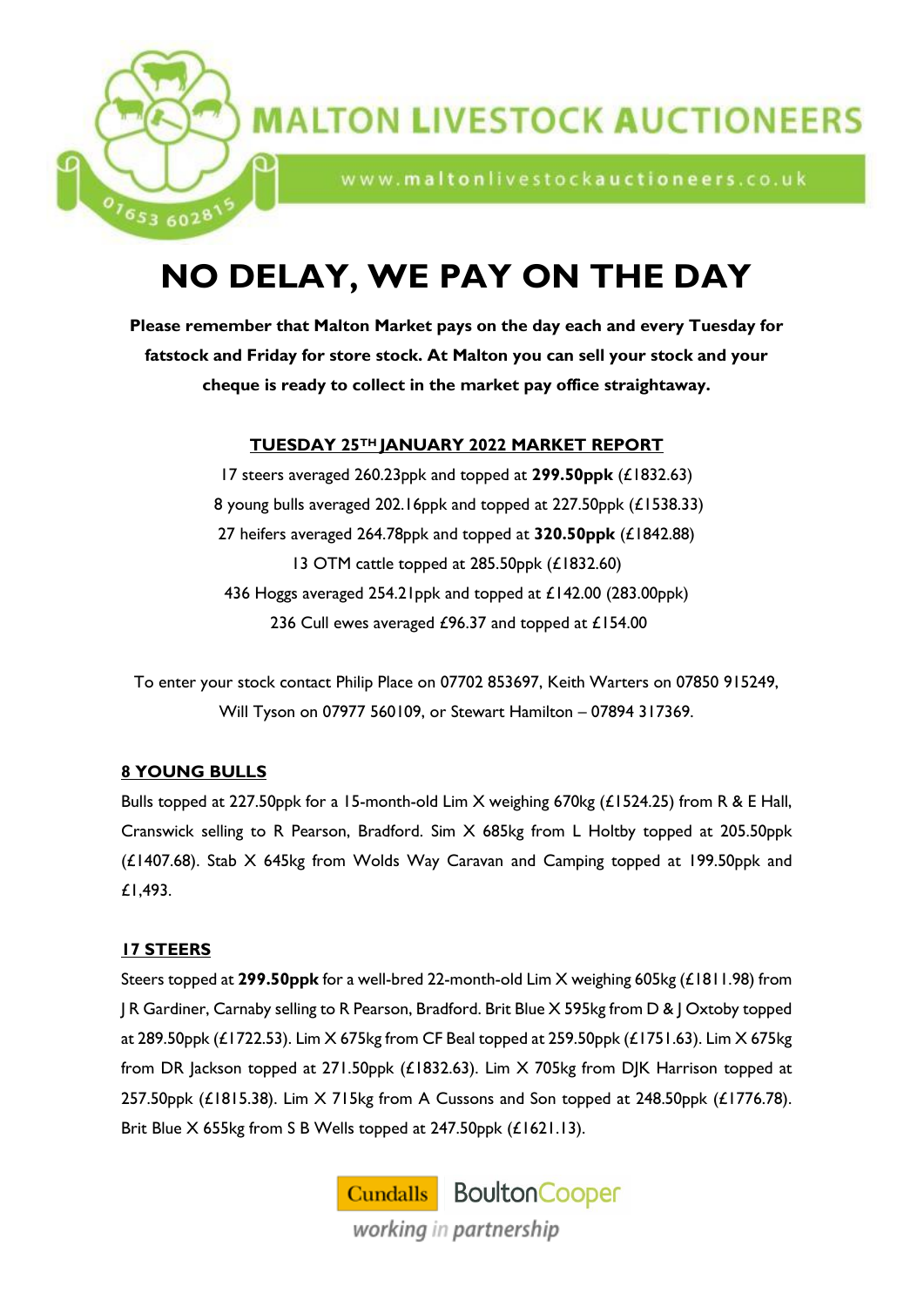# MALTON LIVESTOCK AUCTIONEERS

www.maltonlivestockauctioneers.co.uk

01653 602815

# NO DELAY, WE PAY ON THE DAY

**Please remember that Malton Market pays on the day each and every Tuesday for fatstock and Friday for store stock. At Malton you can sell your stock and your cheque is ready to collect in the market pay office straightaway.**

## TUESDAY 25TH JANUARY 2022 MARKET REPORT

17 steers averaged 260.23ppk and topped at **299.50ppk** (£1832.63)
8 young bulls averaged 202.16ppk and topped at 227.50ppk (£1538.33)
27 heifers averaged 264.78ppk and topped at **320.50ppk** (£1842.88)
13 OTM cattle topped at 285.50ppk (£1832.60)
436 Hoggs averaged 254.21ppk and topped at £142.00 (283.00ppk)
236 Cull ewes averaged £96.37 and topped at £154.00

To enter your stock contact Philip Place on 07702 853697, Keith Warters on 07850 915249, Will Tyson on 07977 560109, or Stewart Hamilton – 07894 317369.

## 8 YOUNG BULLS

Bulls topped at 227.50ppk for a 15-month-old Lim X weighing 670kg (£1524.25) from R & E Hall, Cranswick selling to R Pearson, Bradford. Sim X 685kg from L Holtby topped at 205.50ppk (£1407.68). Stab X 645kg from Wolds Way Caravan and Camping topped at 199.50ppk and £1,493.

## 17 STEERS

Steers topped at **299.50ppk** for a well-bred 22-month-old Lim X weighing 605kg (£1811.98) from J R Gardiner, Carnaby selling to R Pearson, Bradford. Brit Blue X 595kg from D & J Oxtoby topped at 289.50ppk (£1722.53). Lim X 675kg from CF Beal topped at 259.50ppk (£1751.63). Lim X 675kg from DR Jackson topped at 271.50ppk (£1832.63). Lim X 705kg from DJK Harrison topped at 257.50ppk (£1815.38). Lim X 715kg from A Cussons and Son topped at 248.50ppk (£1776.78). Brit Blue X 655kg from S B Wells topped at 247.50ppk (£1621.13).

Cundalls BoultonCooper
*working in partnership*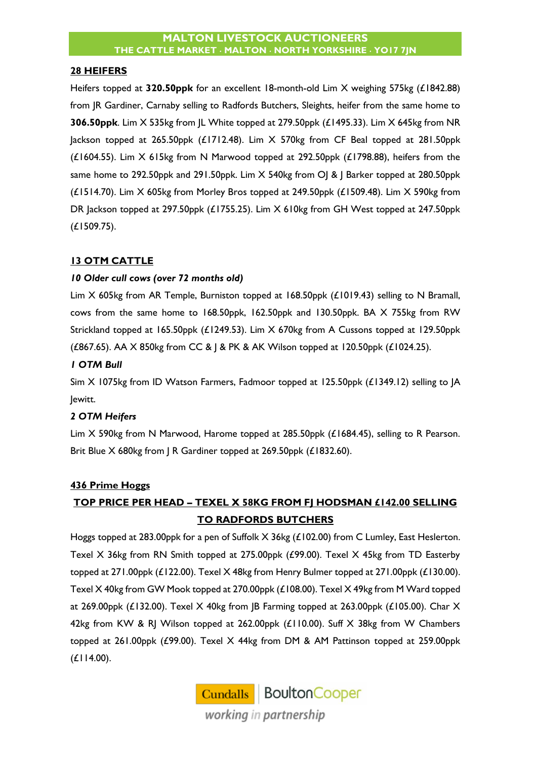## 28 HEIFERS

Heifers topped at **320.50ppk** for an excellent 18-month-old Lim X weighing 575kg (£1842.88) from JR Gardiner, Carnaby selling to Radfords Butchers, Sleights, heifer from the same home to **306.50ppk**. Lim X 535kg from JL White topped at 279.50ppk (£1495.33). Lim X 645kg from NR Jackson topped at 265.50ppk (£1712.48). Lim X 570kg from CF Beal topped at 281.50ppk (£1604.55). Lim X 615kg from N Marwood topped at 292.50ppk (£1798.88), heifers from the same home to 292.50ppk and 291.50ppk. Lim X 540kg from OJ & J Barker topped at 280.50ppk (£1514.70). Lim X 605kg from Morley Bros topped at 249.50ppk (£1509.48). Lim X 590kg from DR Jackson topped at 297.50ppk (£1755.25). Lim X 610kg from GH West topped at 247.50ppk (£1509.75).

## 13 OTM CATTLE

***10 Older cull cows (over 72 months old)***

Lim X 605kg from AR Temple, Burniston topped at 168.50ppk (£1019.43) selling to N Bramall, cows from the same home to 168.50ppk, 162.50ppk and 130.50ppk. BA X 755kg from RW Strickland topped at 165.50ppk (£1249.53). Lim X 670kg from A Cussons topped at 129.50ppk (£867.65). AA X 850kg from CC & J & PK & AK Wilson topped at 120.50ppk (£1024.25).

***1 OTM Bull***

Sim X 1075kg from ID Watson Farmers, Fadmoor topped at 125.50ppk (£1349.12) selling to JA Jewitt.

***2 OTM Heifers***

Lim X 590kg from N Marwood, Harome topped at 285.50ppk (£1684.45), selling to R Pearson. Brit Blue X 680kg from J R Gardiner topped at 269.50ppk (£1832.60).

## 436 Prime Hoggs

**TOP PRICE PER HEAD – TEXEL X 58KG FROM FJ HODSMAN £142.00 SELLING TO RADFORDS BUTCHERS**

Hoggs topped at 283.00ppk for a pen of Suffolk X 36kg (£102.00) from C Lumley, East Heslerton. Texel X 36kg from RN Smith topped at 275.00ppk (£99.00). Texel X 45kg from TD Easterby topped at 271.00ppk (£122.00). Texel X 48kg from Henry Bulmer topped at 271.00ppk (£130.00). Texel X 40kg from GW Mook topped at 270.00ppk (£108.00). Texel X 49kg from M Ward topped at 269.00ppk (£132.00). Texel X 40kg from JB Farming topped at 263.00ppk (£105.00). Char X 42kg from KW & RJ Wilson topped at 262.00ppk (£110.00). Suff X 38kg from W Chambers topped at 261.00ppk (£99.00). Texel X 44kg from DM & AM Pattinson topped at 259.00ppk (£114.00).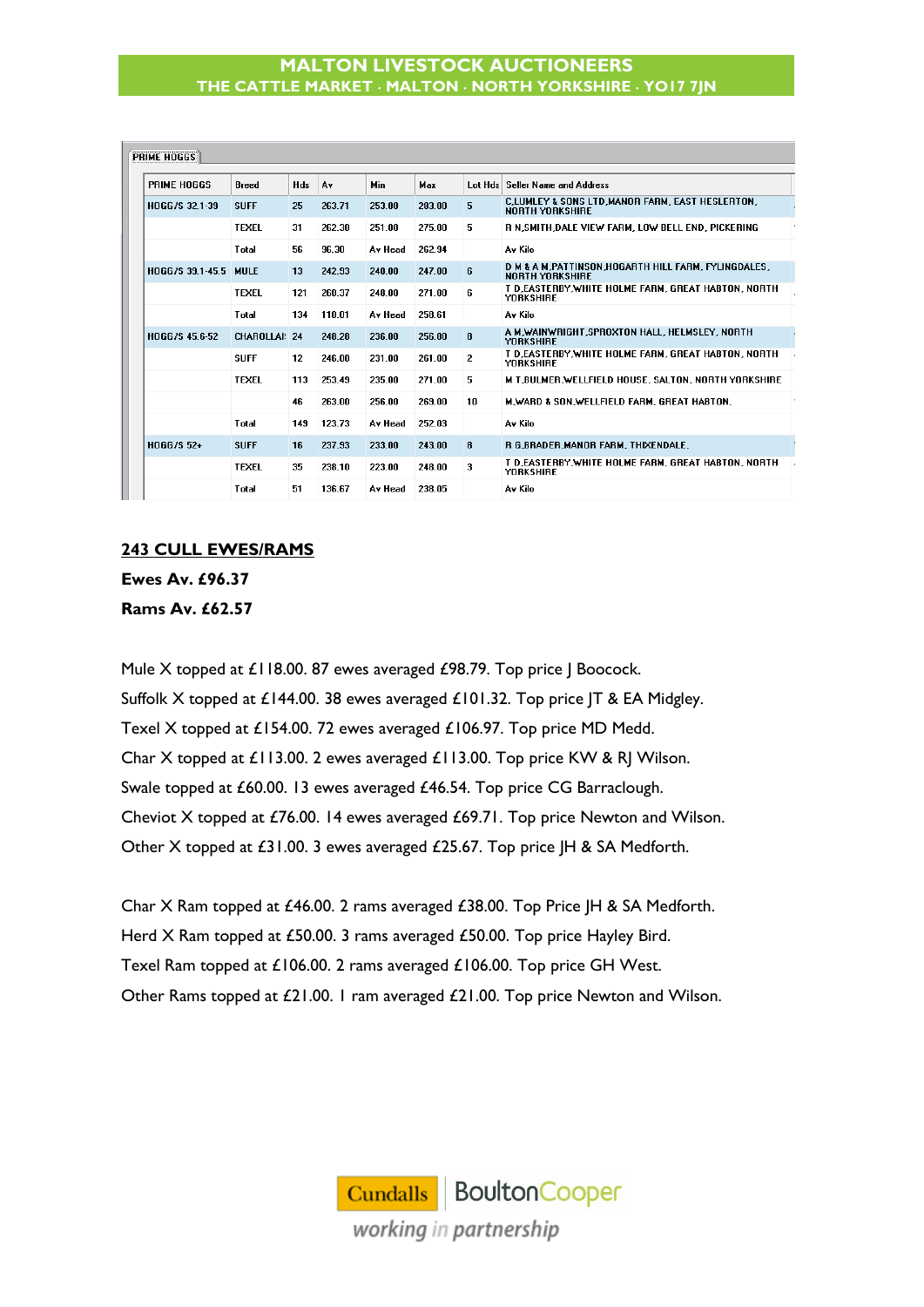PRIME HOGGS

| PRIME HOGGS | Breed | Hds | Av | Min | Max | Lot Hds | Seller Name and Address |
|---|---|---|---|---|---|---|---|
| HOGG/S 32.1-39 | SUFF | 25 | 263.71 | 253.00 | 283.00 | 5 | C.LUMLEY & SONS LTD,MANOR FARM, EAST HESLERTON, NORTH YORKSHIRE |
| | TEXEL | 31 | 262.30 | 251.00 | 275.00 | 5 | R N.SMITH,DALE VIEW FARM, LOW BELL END, PICKERING |
| | Total | 56 | 96.30 | Av Head | 262.94 | | Av Kilo |
| HOGG/S 39.1-45.5 | MULE | 13 | 242.93 | 240.00 | 247.00 | 6 | D M & A M.PATTINSON,HOGARTH HILL FARM, FYLINGDALES, NORTH YORKSHIRE |
| | TEXEL | 121 | 260.37 | 248.00 | 271.00 | 6 | T D.EASTERBY,WHITE HOLME FARM, GREAT HABTON, NORTH YORKSHIRE |
| | Total | 134 | 110.01 | Av Head | 258.61 | | Av Kilo |
| HOGG/S 45.6-52 | CHAROLLAI | 24 | 248.28 | 236.00 | 256.00 | 8 | A M.WAINWRIGHT,SPROXTON HALL, HELMSLEY, NORTH YORKSHIRE |
| | SUFF | 12 | 246.00 | 231.00 | 261.00 | 2 | T D.EASTERBY,WHITE HOLME FARM, GREAT HABTON, NORTH YORKSHIRE |
| | TEXEL | 113 | 253.49 | 235.00 | 271.00 | 5 | M T.BULMER,WELLFIELD HOUSE, SALTON, NORTH YORKSHIRE |
| | | 46 | 263.00 | 256.00 | 269.00 | 10 | M.WARD & SON,WELLFIELD FARM, GREAT HABTON, |
| | Total | 149 | 123.73 | Av Head | 252.03 | | Av Kilo |
| HOGG/S 52+ | SUFF | 16 | 237.93 | 233.00 | 243.00 | 8 | R G.BRADER,MANOR FARM, THIXENDALE, |
| | TEXEL | 35 | 238.10 | 223.00 | 248.00 | 3 | T D.EASTERBY,WHITE HOLME FARM, GREAT HABTON, NORTH YORKSHIRE |
| | Total | 51 | 136.67 | Av Head | 238.05 | | Av Kilo |

## 243 CULL EWES/RAMS

**Ewes Av. £96.37**

**Rams Av. £62.57**

Mule X topped at £118.00. 87 ewes averaged £98.79. Top price J Boocock.

Suffolk X topped at £144.00. 38 ewes averaged £101.32. Top price JT & EA Midgley.

Texel X topped at £154.00. 72 ewes averaged £106.97. Top price MD Medd.

Char X topped at £113.00. 2 ewes averaged £113.00. Top price KW & RJ Wilson.

Swale topped at £60.00. 13 ewes averaged £46.54. Top price CG Barraclough.

Cheviot X topped at £76.00. 14 ewes averaged £69.71. Top price Newton and Wilson.

Other X topped at £31.00. 3 ewes averaged £25.67. Top price JH & SA Medforth.

Char X Ram topped at £46.00. 2 rams averaged £38.00. Top Price JH & SA Medforth.

Herd X Ram topped at £50.00. 3 rams averaged £50.00. Top price Hayley Bird.

Texel Ram topped at £106.00. 2 rams averaged £106.00. Top price GH West.

Other Rams topped at £21.00. 1 ram averaged £21.00. Top price Newton and Wilson.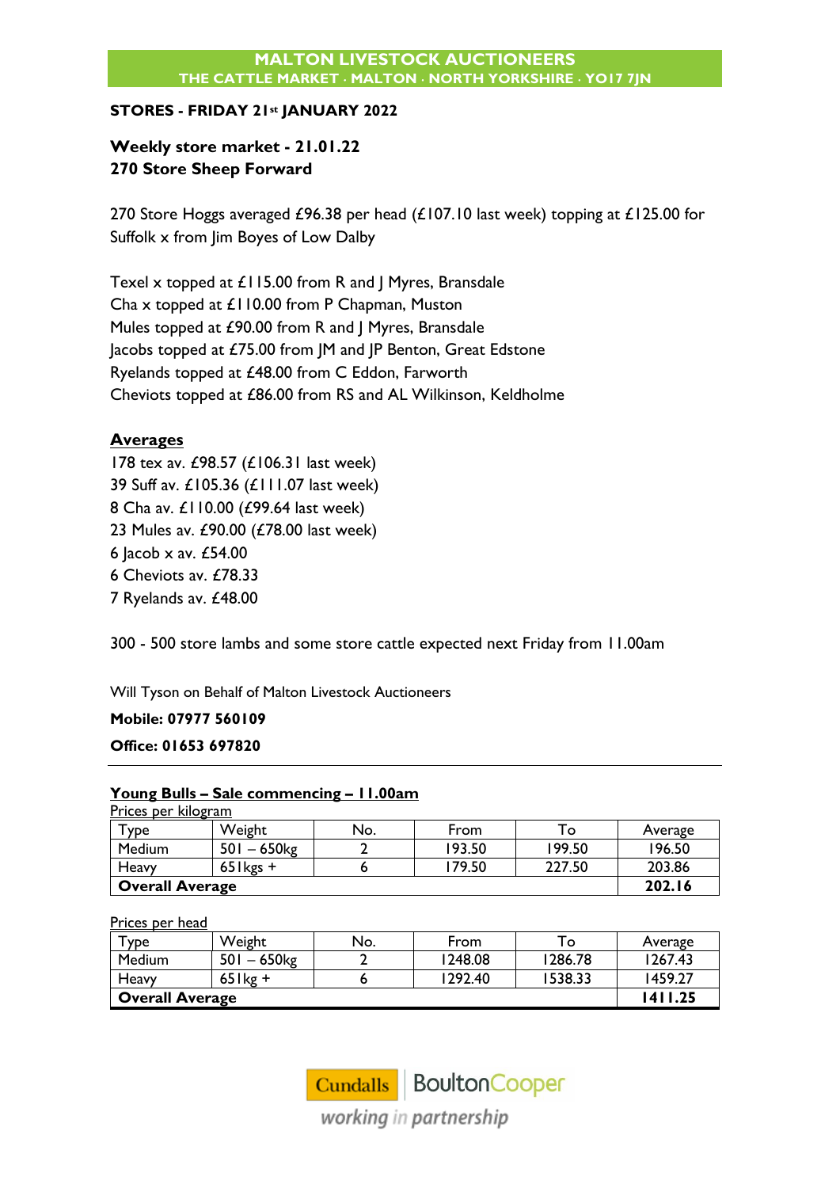# MALTON LIVESTOCK AUCTIONEERS

THE CATTLE MARKET · MALTON · NORTH YORKSHIRE · YO17 7JN

**STORES - FRIDAY 21st JANUARY 2022**

**Weekly store market - 21.01.22**
**270 Store Sheep Forward**

270 Store Hoggs averaged £96.38 per head (£107.10 last week) topping at £125.00 for Suffolk x from Jim Boyes of Low Dalby

Texel x topped at £115.00 from R and J Myres, Bransdale
Cha x topped at £110.00 from P Chapman, Muston
Mules topped at £90.00 from R and J Myres, Bransdale
Jacobs topped at £75.00 from JM and JP Benton, Great Edstone
Ryelands topped at £48.00 from C Eddon, Farworth
Cheviots topped at £86.00 from RS and AL Wilkinson, Keldholme

**Averages**

178 tex av. £98.57 (£106.31 last week)
39 Suff av. £105.36 (£111.07 last week)
8 Cha av. £110.00 (£99.64 last week)
23 Mules av. £90.00 (£78.00 last week)
6 Jacob x av. £54.00
6 Cheviots av. £78.33
7 Ryelands av. £48.00

300 - 500 store lambs and some store cattle expected next Friday from 11.00am

Will Tyson on Behalf of Malton Livestock Auctioneers

**Mobile: 07977 560109**

**Office: 01653 697820**

---

**Young Bulls – Sale commencing – 11.00am**

Prices per kilogram

| Type | Weight | No. | From | To | Average |
|---|---|---|---|---|---|
| Medium | 501 – 650kg | 2 | 193.50 | 199.50 | 196.50 |
| Heavy | 651kgs + | 6 | 179.50 | 227.50 | 203.86 |
| **Overall Average** | | | | | **202.16** |

Prices per head

| Type | Weight | No. | From | To | Average |
|---|---|---|---|---|---|
| Medium | 501 – 650kg | 2 | 1248.08 | 1286.78 | 1267.43 |
| Heavy | 651kg + | 6 | 1292.40 | 1538.33 | 1459.27 |
| **Overall Average** | | | | | **1411.25** |

Cundalls | BoultonCooper
working in partnership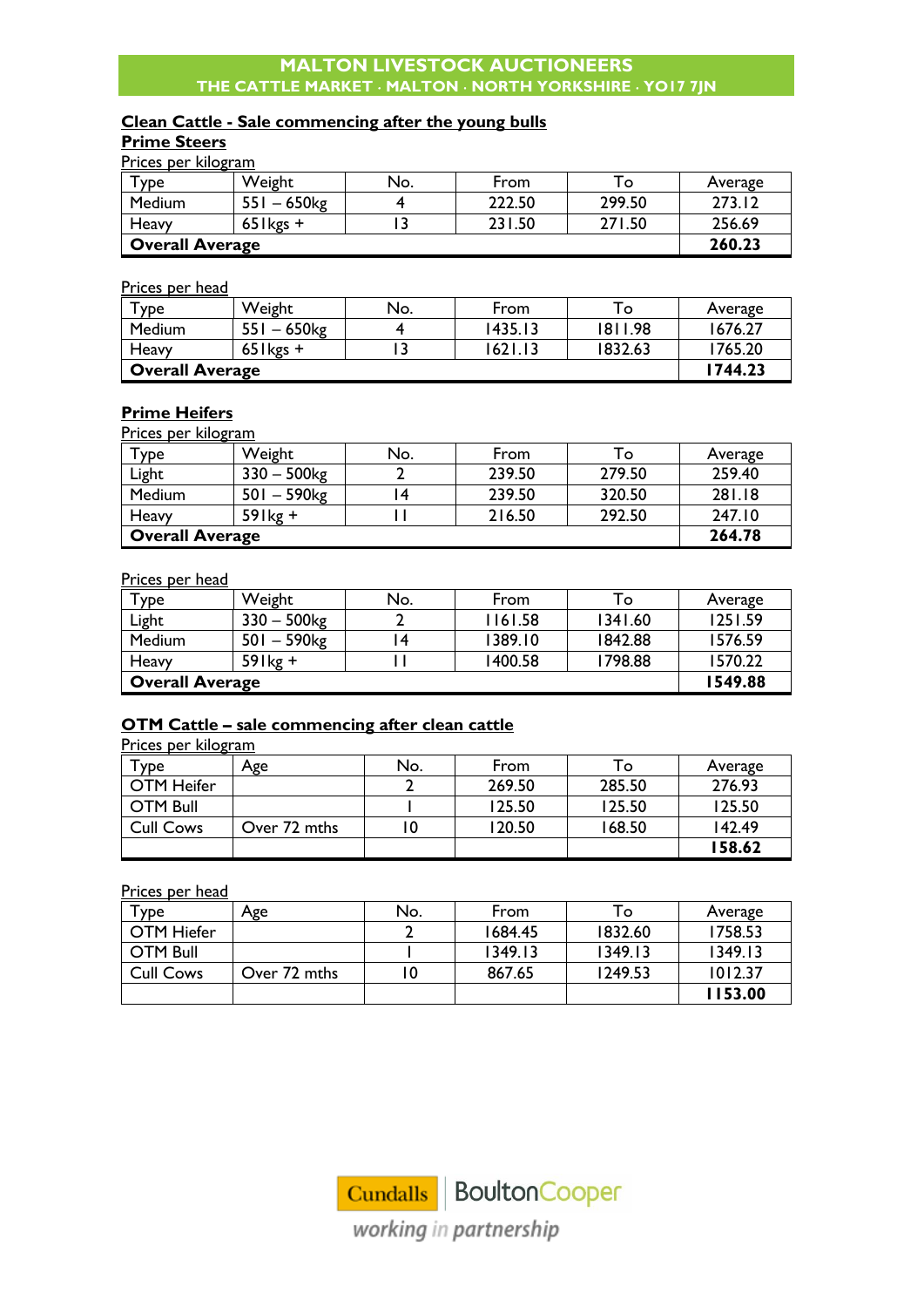**MALTON LIVESTOCK AUCTIONEERS**
**THE CATTLE MARKET · MALTON · NORTH YORKSHIRE · YO17 7JN**

## Clean Cattle - Sale commencing after the young bulls

### Prime Steers

Prices per kilogram

| Type | Weight | No. | From | To | Average |
|---|---|---|---|---|---|
| Medium | 551 – 650kg | 4 | 222.50 | 299.50 | 273.12 |
| Heavy | 651kgs + | 13 | 231.50 | 271.50 | 256.69 |
| **Overall Average** | | | | | **260.23** |

Prices per head

| Type | Weight | No. | From | To | Average |
|---|---|---|---|---|---|
| Medium | 551 – 650kg | 4 | 1435.13 | 1811.98 | 1676.27 |
| Heavy | 651kgs + | 13 | 1621.13 | 1832.63 | 1765.20 |
| **Overall Average** | | | | | **1744.23** |

### Prime Heifers

Prices per kilogram

| Type | Weight | No. | From | To | Average |
|---|---|---|---|---|---|
| Light | 330 – 500kg | 2 | 239.50 | 279.50 | 259.40 |
| Medium | 501 – 590kg | 14 | 239.50 | 320.50 | 281.18 |
| Heavy | 591kg + | 11 | 216.50 | 292.50 | 247.10 |
| **Overall Average** | | | | | **264.78** |

Prices per head

| Type | Weight | No. | From | To | Average |
|---|---|---|---|---|---|
| Light | 330 – 500kg | 2 | 1161.58 | 1341.60 | 1251.59 |
| Medium | 501 – 590kg | 14 | 1389.10 | 1842.88 | 1576.59 |
| Heavy | 591kg + | 11 | 1400.58 | 1798.88 | 1570.22 |
| **Overall Average** | | | | | **1549.88** |

## OTM Cattle – sale commencing after clean cattle

Prices per kilogram

| Type | Age | No. | From | To | Average |
|---|---|---|---|---|---|
| OTM Heifer | | 2 | 269.50 | 285.50 | 276.93 |
| OTM Bull | | 1 | 125.50 | 125.50 | 125.50 |
| Cull Cows | Over 72 mths | 10 | 120.50 | 168.50 | 142.49 |
| | | | | | **158.62** |

Prices per head

| Type | Age | No. | From | To | Average |
|---|---|---|---|---|---|
| OTM Hiefer | | 2 | 1684.45 | 1832.60 | 1758.53 |
| OTM Bull | | 1 | 1349.13 | 1349.13 | 1349.13 |
| Cull Cows | Over 72 mths | 10 | 867.65 | 1249.53 | 1012.37 |
| | | | | | **1153.00** |

Cundalls | BoultonCooper
*working in partnership*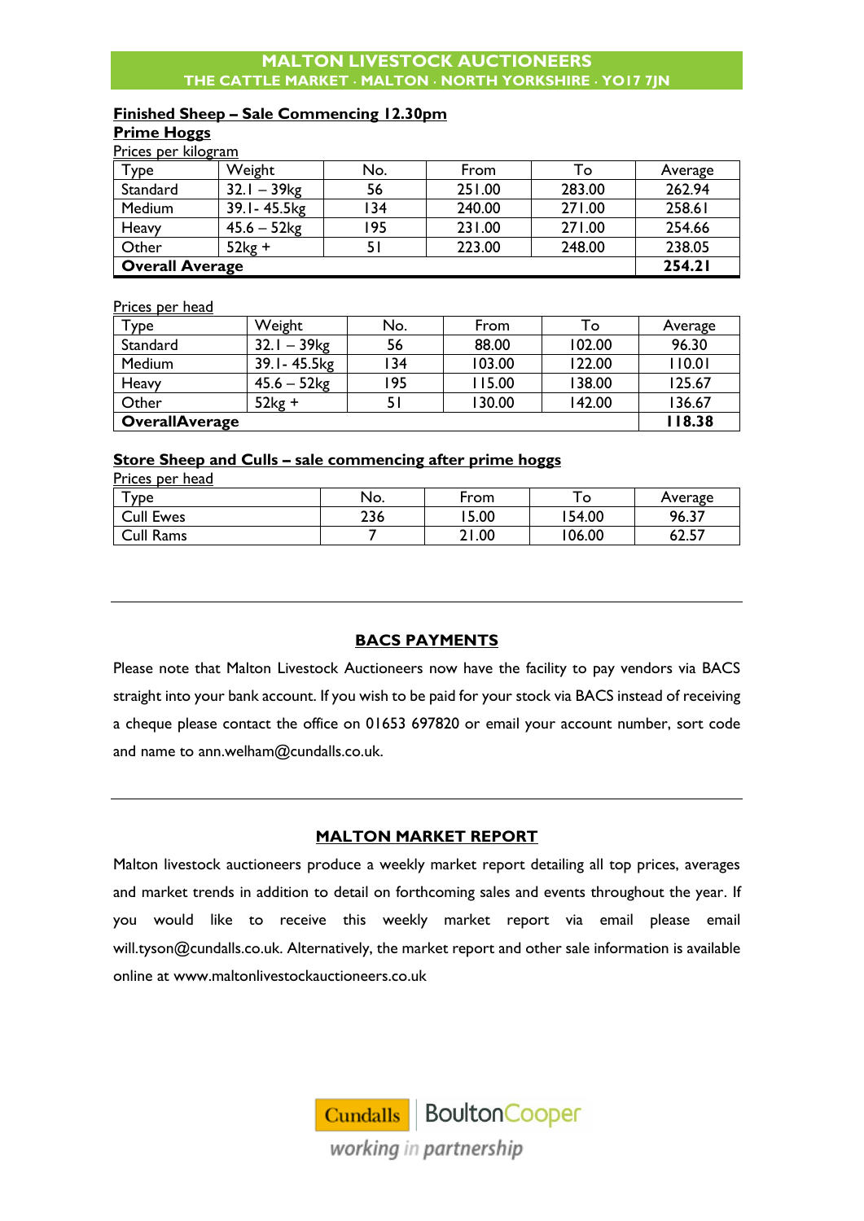**MALTON LIVESTOCK AUCTIONEERS**
**THE CATTLE MARKET · MALTON · NORTH YORKSHIRE · YO17 7JN**

## Finished Sheep – Sale Commencing 12.30pm

### Prime Hoggs

Prices per kilogram

| Type | Weight | No. | From | To | Average |
|---|---|---|---|---|---|
| Standard | 32.1 – 39kg | 56 | 251.00 | 283.00 | 262.94 |
| Medium | 39.1- 45.5kg | 134 | 240.00 | 271.00 | 258.61 |
| Heavy | 45.6 – 52kg | 195 | 231.00 | 271.00 | 254.66 |
| Other | 52kg + | 51 | 223.00 | 248.00 | 238.05 |
| **Overall Average** | | | | | **254.21** |

Prices per head

| Type | Weight | No. | From | To | Average |
|---|---|---|---|---|---|
| Standard | 32.1 – 39kg | 56 | 88.00 | 102.00 | 96.30 |
| Medium | 39.1- 45.5kg | 134 | 103.00 | 122.00 | 110.01 |
| Heavy | 45.6 – 52kg | 195 | 115.00 | 138.00 | 125.67 |
| Other | 52kg + | 51 | 130.00 | 142.00 | 136.67 |
| **OverallAverage** | | | | | **118.38** |

## Store Sheep and Culls – sale commencing after prime hoggs

Prices per head

| Type | No. | From | To | Average |
|---|---|---|---|---|
| Cull Ewes | 236 | 15.00 | 154.00 | 96.37 |
| Cull Rams | 7 | 21.00 | 106.00 | 62.57 |

---

## BACS PAYMENTS

Please note that Malton Livestock Auctioneers now have the facility to pay vendors via BACS straight into your bank account. If you wish to be paid for your stock via BACS instead of receiving a cheque please contact the office on 01653 697820 or email your account number, sort code and name to ann.welham@cundalls.co.uk.

---

## MALTON MARKET REPORT

Malton livestock auctioneers produce a weekly market report detailing all top prices, averages and market trends in addition to detail on forthcoming sales and events throughout the year. If you would like to receive this weekly market report via email please email will.tyson@cundalls.co.uk. Alternatively, the market report and other sale information is available online at www.maltonlivestockauctioneers.co.uk

Cundalls | BoultonCooper
*working in partnership*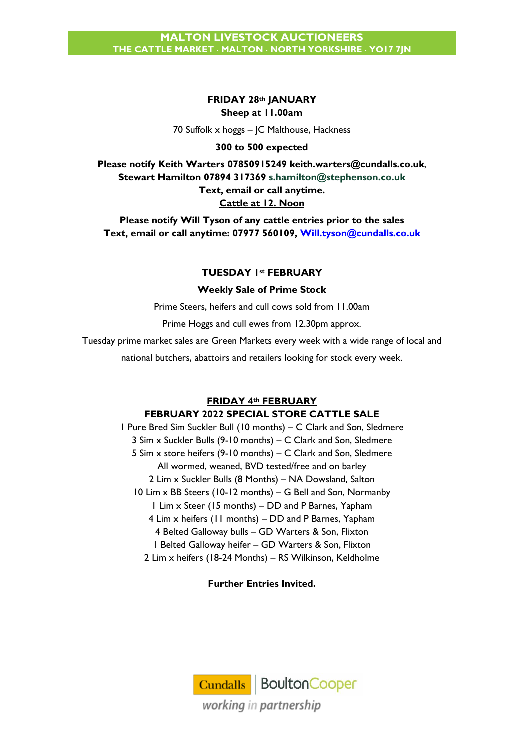**FRIDAY 28th JANUARY**

**Sheep at 11.00am**

70 Suffolk x hoggs – JC Malthouse, Hackness

**300 to 500 expected**

**Please notify Keith Warters 07850915249 keith.warters@cundalls.co.uk, Stewart Hamilton 07894 317369 s.hamilton@stephenson.co.uk**
**Text, email or call anytime.**

**Cattle at 12. Noon**

**Please notify Will Tyson of any cattle entries prior to the sales**
**Text, email or call anytime: 07977 560109, Will.tyson@cundalls.co.uk**

**TUESDAY 1st FEBRUARY**

**Weekly Sale of Prime Stock**

Prime Steers, heifers and cull cows sold from 11.00am

Prime Hoggs and cull ewes from 12.30pm approx.

Tuesday prime market sales are Green Markets every week with a wide range of local and national butchers, abattoirs and retailers looking for stock every week.

**FRIDAY 4th FEBRUARY**

**FEBRUARY 2022 SPECIAL STORE CATTLE SALE**

1 Pure Bred Sim Suckler Bull (10 months) – C Clark and Son, Sledmere
3 Sim x Suckler Bulls (9-10 months) – C Clark and Son, Sledmere
5 Sim x store heifers (9-10 months) – C Clark and Son, Sledmere
All wormed, weaned, BVD tested/free and on barley
2 Lim x Suckler Bulls (8 Months) – NA Dowsland, Salton
10 Lim x BB Steers (10-12 months) – G Bell and Son, Normanby
1 Lim x Steer (15 months) – DD and P Barnes, Yapham
4 Lim x heifers (11 months) – DD and P Barnes, Yapham
4 Belted Galloway bulls – GD Warters & Son, Flixton
1 Belted Galloway heifer – GD Warters & Son, Flixton
2 Lim x heifers (18-24 Months) – RS Wilkinson, Keldholme

**Further Entries Invited.**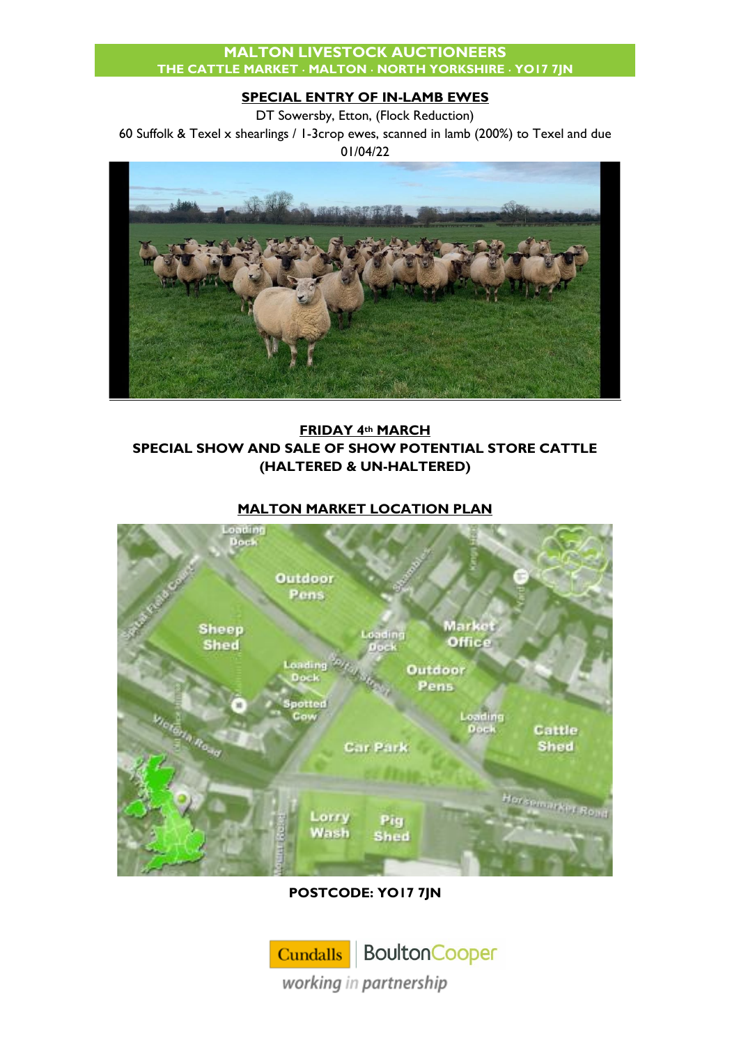**MALTON LIVESTOCK AUCTIONEERS**
**THE CATTLE MARKET · MALTON · NORTH YORKSHIRE · YO17 7JN**

## SPECIAL ENTRY OF IN-LAMB EWES

DT Sowersby, Etton, (Flock Reduction)

60 Suffolk & Texel x shearlings / 1-3crop ewes, scanned in lamb (200%) to Texel and due 01/04/22

## FRIDAY 4th MARCH

## SPECIAL SHOW AND SALE OF SHOW POTENTIAL STORE CATTLE (HALTERED & UN-HALTERED)

## MALTON MARKET LOCATION PLAN

Loading Dock
Outdoor Pens
Sheep Shed
Loading Dock
Market Office
Loading Dock
Outdoor Pens
Spotted Cow
Loading Dock
Cattle Shed
Car Park
Lorry Wash
Pig Shed

**POSTCODE: YO17 7JN**

Cundalls | BoultonCooper
*working in partnership*